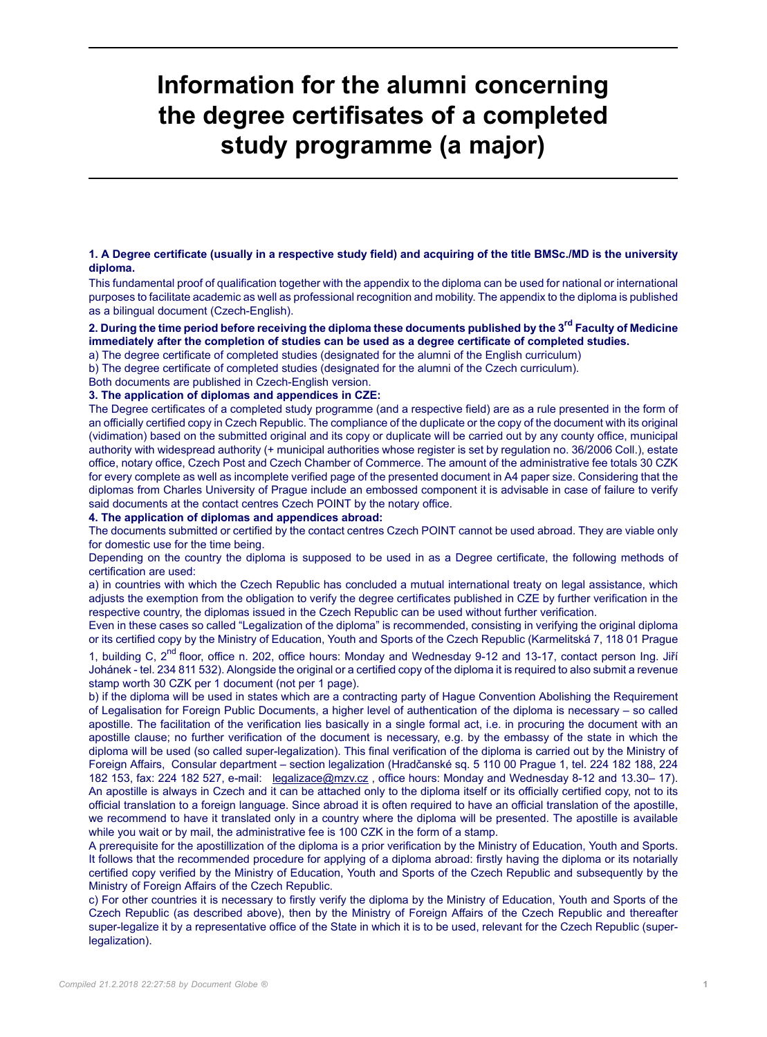# Information for the alumni concerning the degree certifisates of a completed study programme (a major)

**1. A Degree certificate (usually in a respective study field) and acquiring of the title BMSc./MD is the university diploma.**

This fundamental proof of qualification together with the appendix to the diploma can be used for national or international purposes to facilitate academic as well as professional recognition and mobility. The appendix to the diploma is published as a bilingual document (Czech-English).

**2. During the time period before receiving the diploma these documents published by the 3rd Faculty of Medicine immediately after the completion of studies can be used as a degree certificate of completed studies.**

a) The degree certificate of completed studies (designated for the alumni of the English curriculum)

b) The degree certificate of completed studies (designated for the alumni of the Czech curriculum).

Both documents are published in Czech-English version.

**3. The application of diplomas and appendices in CZE:**

The Degree certificates of a completed study programme (and a respective field) are as a rule presented in the form of an officially certified copy in Czech Republic. The compliance of the duplicate or the copy of the document with its original (vidimation) based on the submitted original and its copy or duplicate will be carried out by any county office, municipal authority with widespread authority (+ municipal authorities whose register is set by regulation no. 36/2006 Coll.), estate office, notary office, Czech Post and Czech Chamber of Commerce. The amount of the administrative fee totals 30 CZK for every complete as well as incomplete verified page of the presented document in A4 paper size. Considering that the diplomas from Charles University of Prague include an embossed component it is advisable in case of failure to verify said documents at the contact centres Czech POINT by the notary office.

**4. The application of diplomas and appendices abroad:**

The documents submitted or certified by the contact centres Czech POINT cannot be used abroad. They are viable only for domestic use for the time being.

Depending on the country the diploma is supposed to be used in as a Degree certificate, the following methods of certification are used:

a) in countries with which the Czech Republic has concluded a mutual international treaty on legal assistance, which adjusts the exemption from the obligation to verify the degree certificates published in CZE by further verification in the respective country, the diplomas issued in the Czech Republic can be used without further verification.

Even in these cases so called "Legalization of the diploma" is recommended, consisting in verifying the original diploma or its certified copy by the Ministry of Education, Youth and Sports of the Czech Republic (Karmelitská 7, 118 01 Prague 1, building C, 2nd floor, office n. 202, office hours: Monday and Wednesday 9-12 and 13-17, contact person Ing. Jiří Johánek - tel. 234 811 532). Alongside the original or a certified copy of the diploma it is required to also submit a revenue stamp worth 30 CZK per 1 document (not per 1 page).

b) if the diploma will be used in states which are a contracting party of Hague Convention Abolishing the Requirement of Legalisation for Foreign Public Documents, a higher level of authentication of the diploma is necessary – so called apostille. The facilitation of the verification lies basically in a single formal act, i.e. in procuring the document with an apostille clause; no further verification of the document is necessary, e.g. by the embassy of the state in which the diploma will be used (so called super-legalization). This final verification of the diploma is carried out by the Ministry of Foreign Affairs, Consular department – section legalization (Hradčanské sq. 5 110 00 Prague 1, tel. 224 182 188, 224 182 153, fax: 224 182 527, e-mail: legalizace@mzv.cz , office hours: Monday and Wednesday 8-12 and 13.30– 17). An apostille is always in Czech and it can be attached only to the diploma itself or its officially certified copy, not to its official translation to a foreign language. Since abroad it is often required to have an official translation of the apostille, we recommend to have it translated only in a country where the diploma will be presented. The apostille is available while you wait or by mail, the administrative fee is 100 CZK in the form of a stamp.

A prerequisite for the apostillization of the diploma is a prior verification by the Ministry of Education, Youth and Sports. It follows that the recommended procedure for applying of a diploma abroad: firstly having the diploma or its notarially certified copy verified by the Ministry of Education, Youth and Sports of the Czech Republic and subsequently by the Ministry of Foreign Affairs of the Czech Republic.

c) For other countries it is necessary to firstly verify the diploma by the Ministry of Education, Youth and Sports of the Czech Republic (as described above), then by the Ministry of Foreign Affairs of the Czech Republic and thereafter super-legalize it by a representative office of the State in which it is to be used, relevant for the Czech Republic (super-legalization).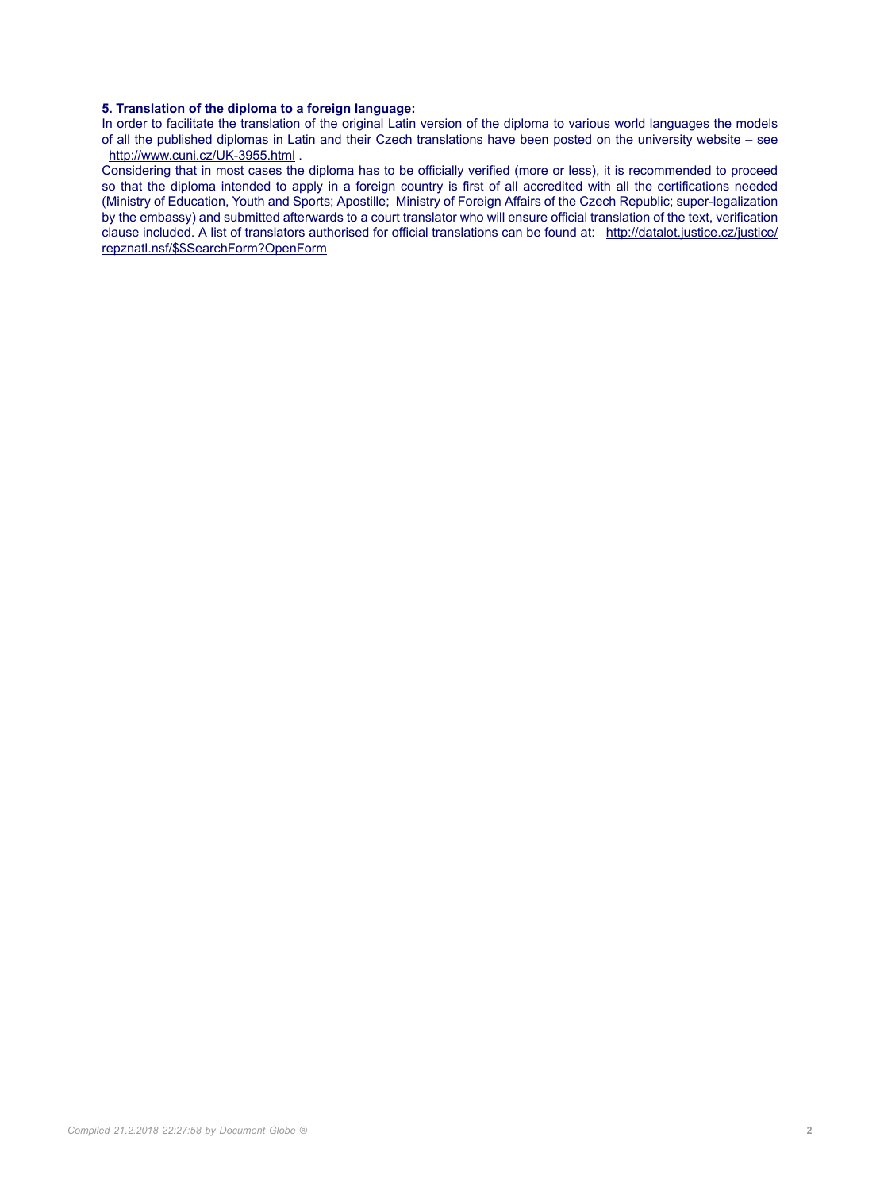**5. Translation of the diploma to a foreign language:**

In order to facilitate the translation of the original Latin version of the diploma to various world languages the models of all the published diplomas in Latin and their Czech translations have been posted on the university website – see http://www.cuni.cz/UK-3955.html .

Considering that in most cases the diploma has to be officially verified (more or less), it is recommended to proceed so that the diploma intended to apply in a foreign country is first of all accredited with all the certifications needed (Ministry of Education, Youth and Sports; Apostille; Ministry of Foreign Affairs of the Czech Republic; super-legalization by the embassy) and submitted afterwards to a court translator who will ensure official translation of the text, verification clause included. A list of translators authorised for official translations can be found at: http://datalot.justice.cz/justice/repznatl.nsf/$$SearchForm?OpenForm

*Compiled 21.2.2018 22:27:58 by Document Globe ®*